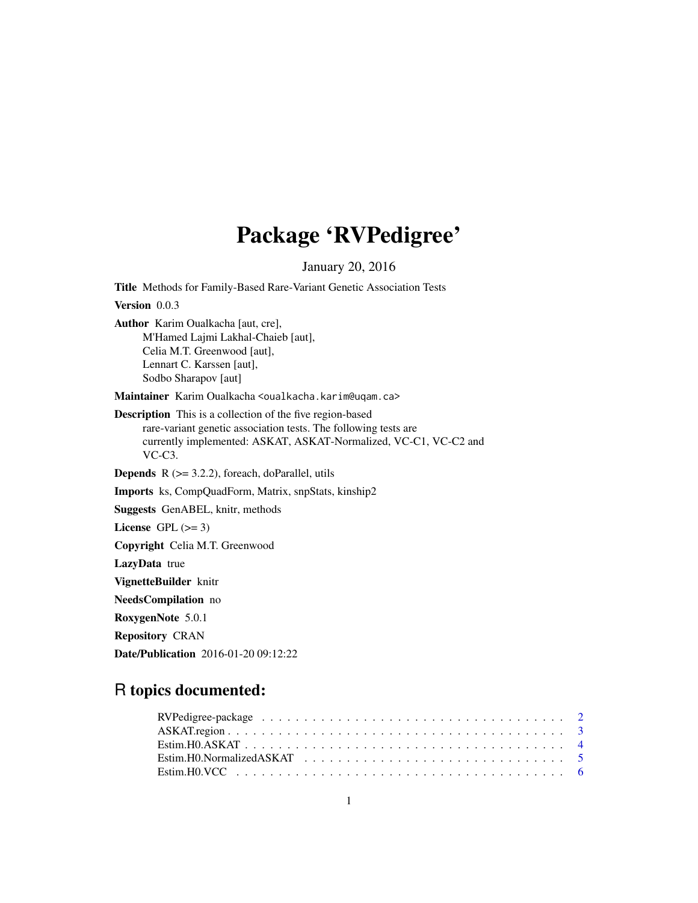# Package 'RVPedigree'

January 20, 2016

**Title** Methods for Family-Based Rare-Variant Genetic Association Tests

**Version** 0.0.3

**Author** Karim Oualkacha [aut, cre],
M'Hamed Lajmi Lakhal-Chaieb [aut],
Celia M.T. Greenwood [aut],
Lennart C. Karssen [aut],
Sodbo Sharapov [aut]

**Maintainer** Karim Oualkacha <oualkacha.karim@uqam.ca>

**Description** This is a collection of the five region-based rare-variant genetic association tests. The following tests are currently implemented: ASKAT, ASKAT-Normalized, VC-C1, VC-C2 and VC-C3.

**Depends** R (>= 3.2.2), foreach, doParallel, utils

**Imports** ks, CompQuadForm, Matrix, snpStats, kinship2

**Suggests** GenABEL, knitr, methods

**License** GPL (>= 3)

**Copyright** Celia M.T. Greenwood

**LazyData** true

**VignetteBuilder** knitr

**NeedsCompilation** no

**RoxygenNote** 5.0.1

**Repository** CRAN

**Date/Publication** 2016-01-20 09:12:22

## R topics documented:

- RVPedigree-package . . . . . . . . . . . . . . . . . . . . . . . . . . . . . . . . . . . 2
- ASKAT.region . . . . . . . . . . . . . . . . . . . . . . . . . . . . . . . . . . . . . . . 3
- Estim.H0.ASKAT . . . . . . . . . . . . . . . . . . . . . . . . . . . . . . . . . . . . . 4
- Estim.H0.NormalizedASKAT . . . . . . . . . . . . . . . . . . . . . . . . . . . . . . . 5
- Estim.H0.VCC . . . . . . . . . . . . . . . . . . . . . . . . . . . . . . . . . . . . . . 6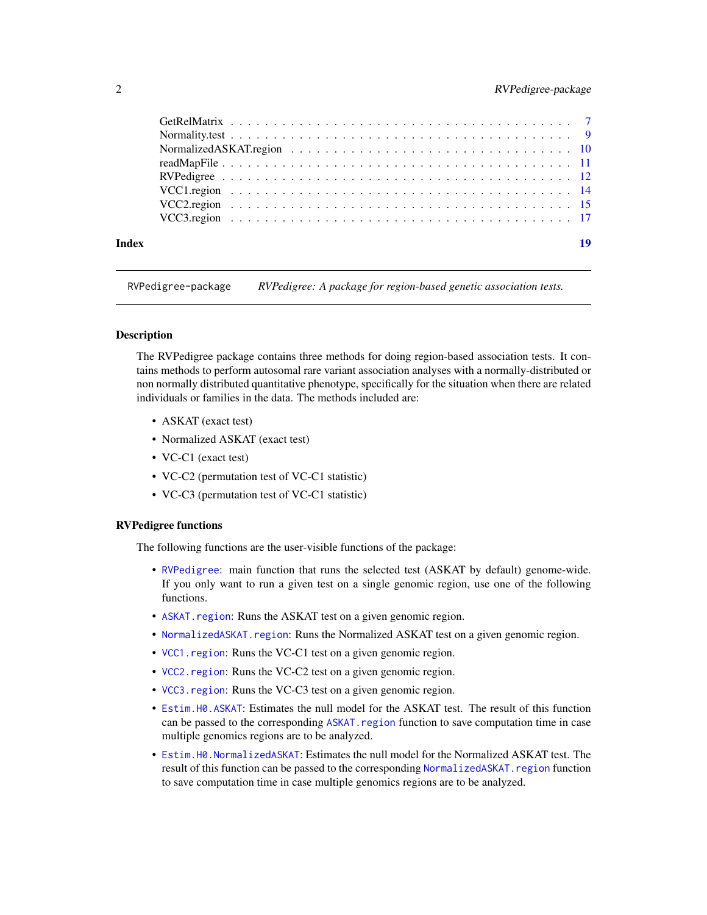GetRelMatrix . . . . . . . . . . . . . . . . . . . . . . . . . . . . . . . . . . . . . . 7
Normality.test . . . . . . . . . . . . . . . . . . . . . . . . . . . . . . . . . . . . . . 9
NormalizedASKAT.region . . . . . . . . . . . . . . . . . . . . . . . . . . . . . . . . . 10
readMapFile . . . . . . . . . . . . . . . . . . . . . . . . . . . . . . . . . . . . . . . 11
RVPedigree . . . . . . . . . . . . . . . . . . . . . . . . . . . . . . . . . . . . . . . 12
VCC1.region . . . . . . . . . . . . . . . . . . . . . . . . . . . . . . . . . . . . . . 14
VCC2.region . . . . . . . . . . . . . . . . . . . . . . . . . . . . . . . . . . . . . . 15
VCC3.region . . . . . . . . . . . . . . . . . . . . . . . . . . . . . . . . . . . . . . 17

**Index** **19**

---

`RVPedigree-package` *RVPedigree: A package for region-based genetic association tests.*

---

### Description

The RVPedigree package contains three methods for doing region-based association tests. It contains methods to perform autosomal rare variant association analyses with a normally-distributed or non normally distributed quantitative phenotype, specifically for the situation when there are related individuals or families in the data. The methods included are:

- ASKAT (exact test)
- Normalized ASKAT (exact test)
- VC-C1 (exact test)
- VC-C2 (permutation test of VC-C1 statistic)
- VC-C3 (permutation test of VC-C1 statistic)

### RVPedigree functions

The following functions are the user-visible functions of the package:

- `RVPedigree`: main function that runs the selected test (ASKAT by default) genome-wide. If you only want to run a given test on a single genomic region, use one of the following functions.
- `ASKAT.region`: Runs the ASKAT test on a given genomic region.
- `NormalizedASKAT.region`: Runs the Normalized ASKAT test on a given genomic region.
- `VCC1.region`: Runs the VC-C1 test on a given genomic region.
- `VCC2.region`: Runs the VC-C2 test on a given genomic region.
- `VCC3.region`: Runs the VC-C3 test on a given genomic region.
- `Estim.H0.ASKAT`: Estimates the null model for the ASKAT test. The result of this function can be passed to the corresponding `ASKAT.region` function to save computation time in case multiple genomics regions are to be analyzed.
- `Estim.H0.NormalizedASKAT`: Estimates the null model for the Normalized ASKAT test. The result of this function can be passed to the corresponding `NormalizedASKAT.region` function to save computation time in case multiple genomics regions are to be analyzed.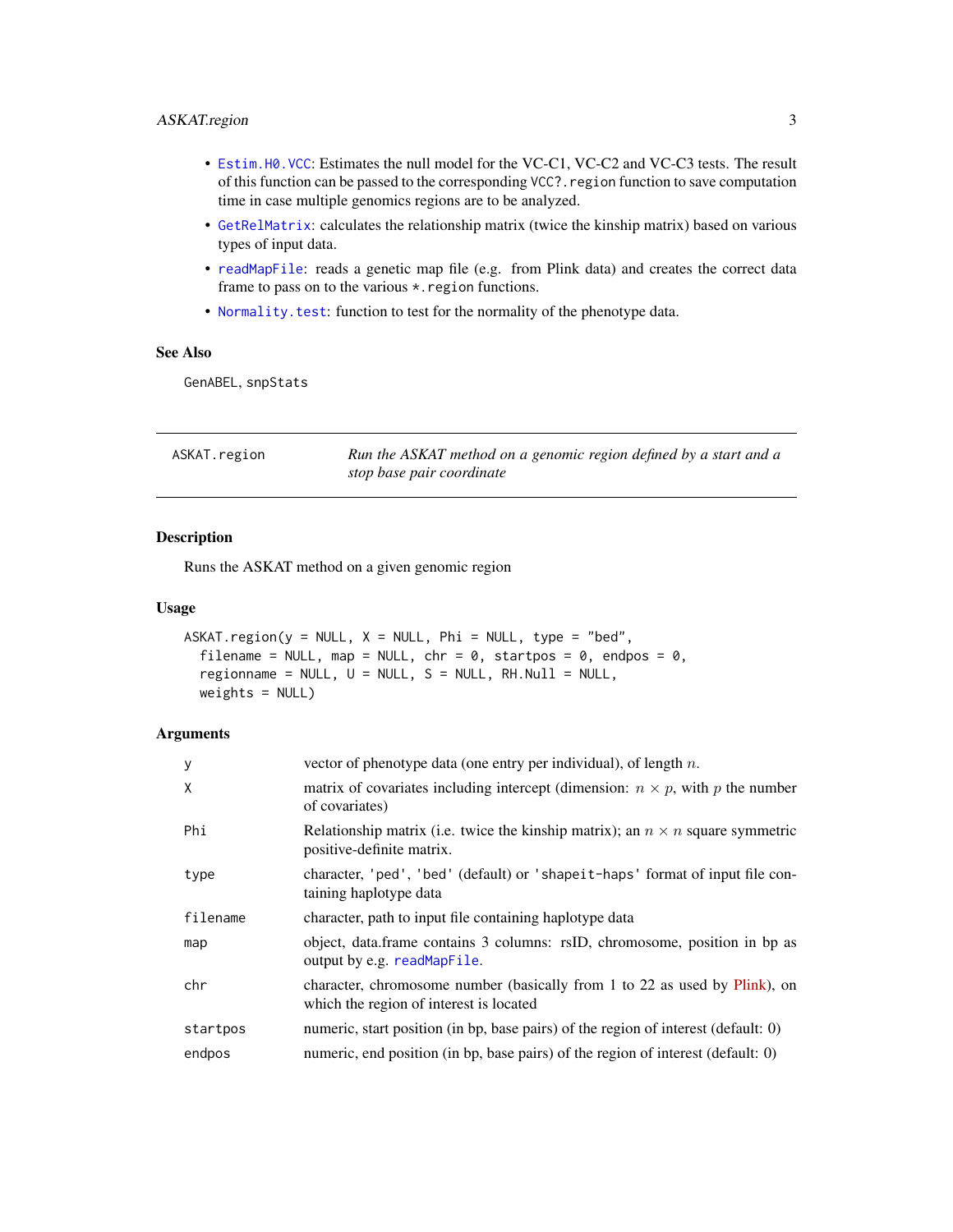- `Estim.H0.VCC`: Estimates the null model for the VC-C1, VC-C2 and VC-C3 tests. The result of this function can be passed to the corresponding `VCC?.region` function to save computation time in case multiple genomics regions are to be analyzed.
- `GetRelMatrix`: calculates the relationship matrix (twice the kinship matrix) based on various types of input data.
- `readMapFile`: reads a genetic map file (e.g. from Plink data) and creates the correct data frame to pass on to the various `*.region` functions.
- `Normality.test`: function to test for the normality of the phenotype data.

### See Also

`GenABEL`, `snpStats`

---

## ASKAT.region — *Run the ASKAT method on a genomic region defined by a start and a stop base pair coordinate*

---

### Description

Runs the ASKAT method on a given genomic region

### Usage

```
ASKAT.region(y = NULL, X = NULL, Phi = NULL, type = "bed",
  filename = NULL, map = NULL, chr = 0, startpos = 0, endpos = 0,
  regionname = NULL, U = NULL, S = NULL, RH.Null = NULL,
  weights = NULL)
```

### Arguments

| | |
|---|---|
| `y` | vector of phenotype data (one entry per individual), of length $n$. |
| `X` | matrix of covariates including intercept (dimension: $n \times p$, with $p$ the number of covariates) |
| `Phi` | Relationship matrix (i.e. twice the kinship matrix); an $n \times n$ square symmetric positive-definite matrix. |
| `type` | character, 'ped', 'bed' (default) or 'shapeit-haps' format of input file containing haplotype data |
| `filename` | character, path to input file containing haplotype data |
| `map` | object, data.frame contains 3 columns: rsID, chromosome, position in bp as output by e.g. `readMapFile`. |
| `chr` | character, chromosome number (basically from 1 to 22 as used by Plink), on which the region of interest is located |
| `startpos` | numeric, start position (in bp, base pairs) of the region of interest (default: 0) |
| `endpos` | numeric, end position (in bp, base pairs) of the region of interest (default: 0) |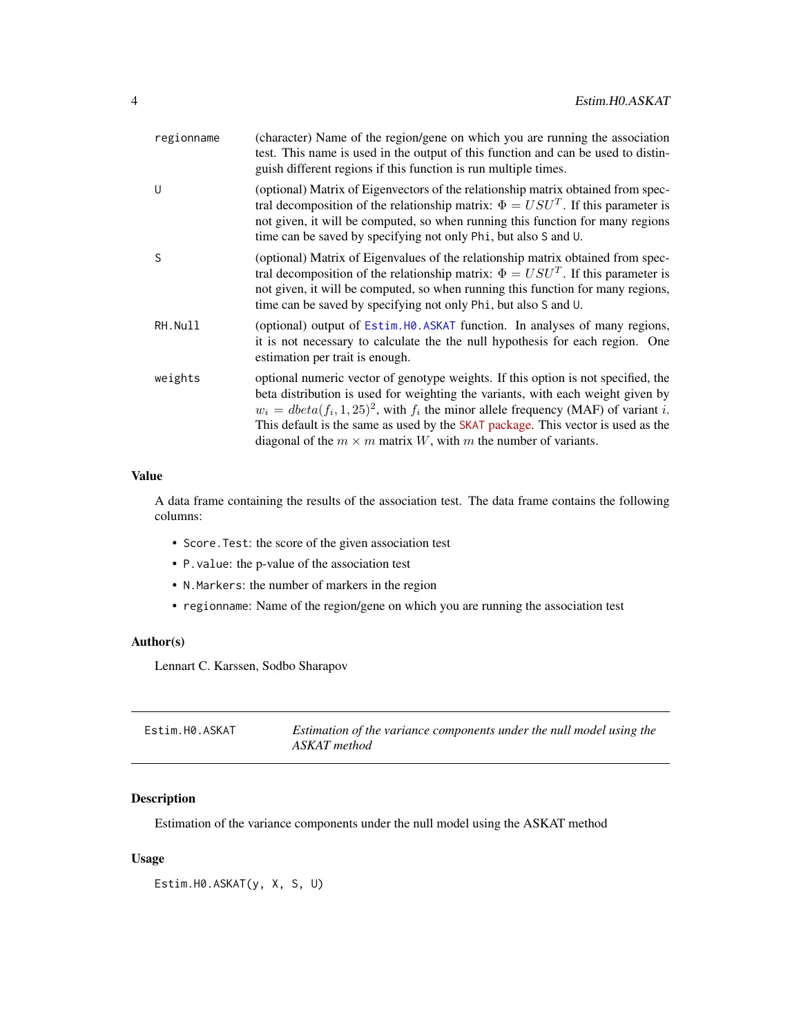| | |
|---|---|
| regionname | (character) Name of the region/gene on which you are running the association test. This name is used in the output of this function and can be used to distinguish different regions if this function is run multiple times. |
| U | (optional) Matrix of Eigenvectors of the relationship matrix obtained from spectral decomposition of the relationship matrix: $\Phi = USU^T$. If this parameter is not given, it will be computed, so when running this function for many regions time can be saved by specifying not only `Phi`, but also `S` and `U`. |
| S | (optional) Matrix of Eigenvalues of the relationship matrix obtained from spectral decomposition of the relationship matrix: $\Phi = USU^T$. If this parameter is not given, it will be computed, so when running this function for many regions, time can be saved by specifying not only `Phi`, but also `S` and `U`. |
| RH.Null | (optional) output of `Estim.H0.ASKAT` function. In analyses of many regions, it is not necessary to calculate the the null hypothesis for each region. One estimation per trait is enough. |
| weights | optional numeric vector of genotype weights. If this option is not specified, the beta distribution is used for weighting the variants, with each weight given by $w_i = dbeta(f_i, 1, 25)^2$, with $f_i$ the minor allele frequency (MAF) of variant $i$. This default is the same as used by the `SKAT` package. This vector is used as the diagonal of the $m \times m$ matrix $W$, with $m$ the number of variants. |

## Value

A data frame containing the results of the association test. The data frame contains the following columns:

- `Score.Test`: the score of the given association test
- `P.value`: the p-value of the association test
- `N.Markers`: the number of markers in the region
- `regionname`: Name of the region/gene on which you are running the association test

## Author(s)

Lennart C. Karssen, Sodbo Sharapov

---

# Estim.H0.ASKAT — *Estimation of the variance components under the null model using the ASKAT method*

## Description

Estimation of the variance components under the null model using the ASKAT method

## Usage

```
Estim.H0.ASKAT(y, X, S, U)
```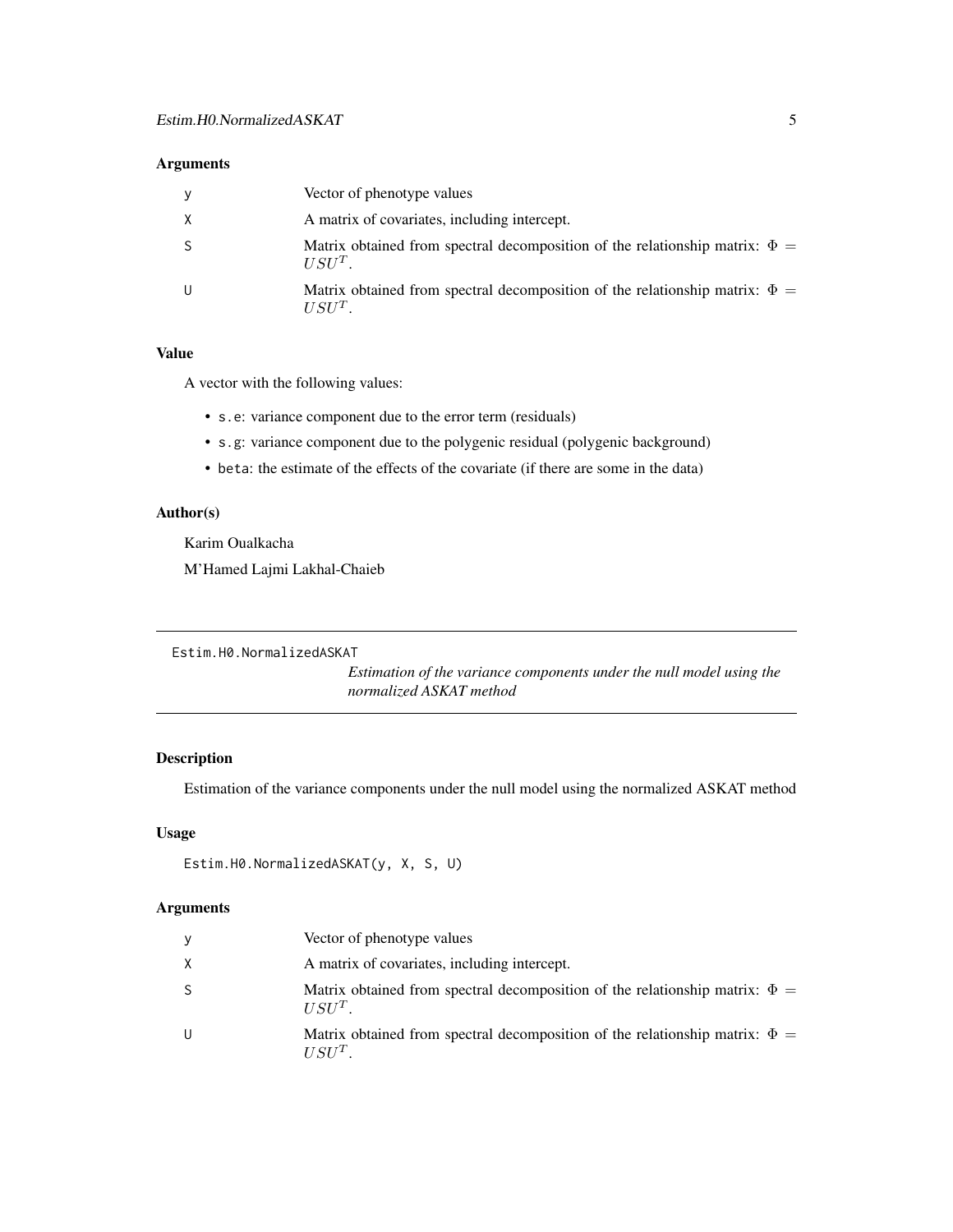## Arguments

| | |
|---|---|
| y | Vector of phenotype values |
| X | A matrix of covariates, including intercept. |
| S | Matrix obtained from spectral decomposition of the relationship matrix: $\Phi = USU^T$. |
| U | Matrix obtained from spectral decomposition of the relationship matrix: $\Phi = USU^T$. |

## Value

A vector with the following values:

- `s.e`: variance component due to the error term (residuals)
- `s.g`: variance component due to the polygenic residual (polygenic background)
- `beta`: the estimate of the effects of the covariate (if there are some in the data)

## Author(s)

Karim Oualkacha

M'Hamed Lajmi Lakhal-Chaieb

---

# Estim.H0.NormalizedASKAT

*Estimation of the variance components under the null model using the normalized ASKAT method*

---

## Description

Estimation of the variance components under the null model using the normalized ASKAT method

## Usage

```
Estim.H0.NormalizedASKAT(y, X, S, U)
```

## Arguments

| | |
|---|---|
| y | Vector of phenotype values |
| X | A matrix of covariates, including intercept. |
| S | Matrix obtained from spectral decomposition of the relationship matrix: $\Phi = USU^T$. |
| U | Matrix obtained from spectral decomposition of the relationship matrix: $\Phi = USU^T$. |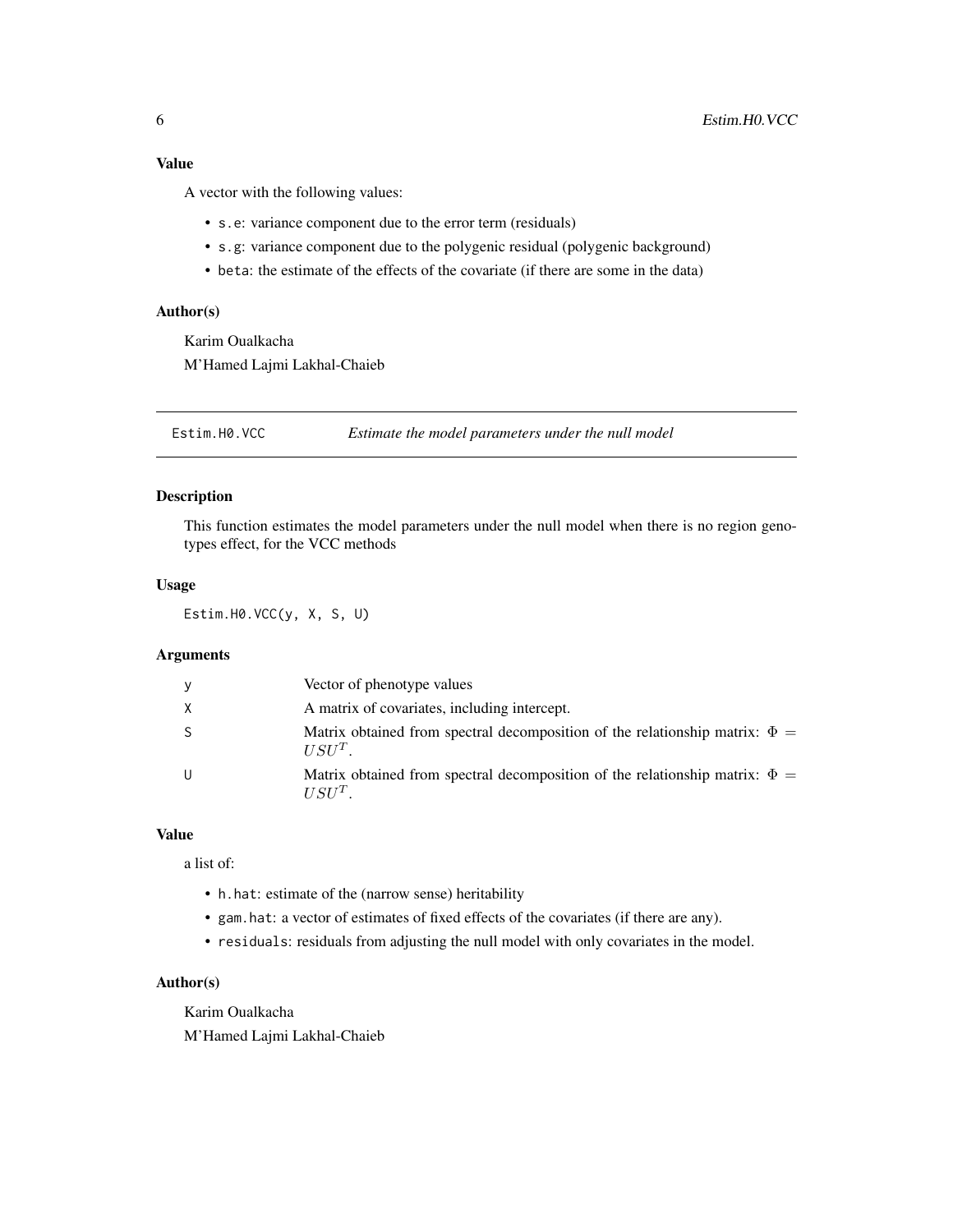### Value

A vector with the following values:

- `s.e`: variance component due to the error term (residuals)
- `s.g`: variance component due to the polygenic residual (polygenic background)
- `beta`: the estimate of the effects of the covariate (if there are some in the data)

### Author(s)

Karim Oualkacha

M'Hamed Lajmi Lakhal-Chaieb

---

## Estim.H0.VCC — *Estimate the model parameters under the null model*

### Description

This function estimates the model parameters under the null model when there is no region genotypes effect, for the VCC methods

### Usage

```
Estim.H0.VCC(y, X, S, U)
```

### Arguments

| | |
|---|---|
| y | Vector of phenotype values |
| X | A matrix of covariates, including intercept. |
| S | Matrix obtained from spectral decomposition of the relationship matrix: $\Phi = USU^T$. |
| U | Matrix obtained from spectral decomposition of the relationship matrix: $\Phi = USU^T$. |

### Value

a list of:

- `h.hat`: estimate of the (narrow sense) heritability
- `gam.hat`: a vector of estimates of fixed effects of the covariates (if there are any).
- `residuals`: residuals from adjusting the null model with only covariates in the model.

### Author(s)

Karim Oualkacha

M'Hamed Lajmi Lakhal-Chaieb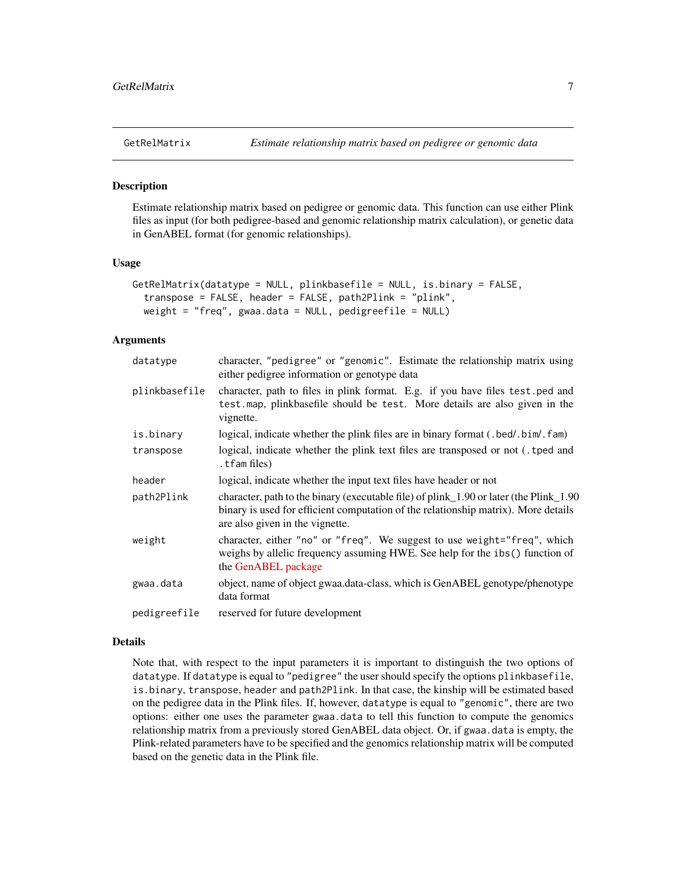## GetRelMatrix — *Estimate relationship matrix based on pedigree or genomic data*

### Description

Estimate relationship matrix based on pedigree or genomic data. This function can use either Plink files as input (for both pedigree-based and genomic relationship matrix calculation), or genetic data in GenABEL format (for genomic relationships).

### Usage

```
GetRelMatrix(datatype = NULL, plinkbasefile = NULL, is.binary = FALSE,
  transpose = FALSE, header = FALSE, path2Plink = "plink",
  weight = "freq", gwaa.data = NULL, pedigreefile = NULL)
```

### Arguments

| | |
|---|---|
| `datatype` | character, "pedigree" or "genomic". Estimate the relationship matrix using either pedigree information or genotype data |
| `plinkbasefile` | character, path to files in plink format. E.g. if you have files `test.ped` and `test.map`, plinkbasefile should be `test`. More details are also given in the vignette. |
| `is.binary` | logical, indicate whether the plink files are in binary format (`.bed`/`.bim`/`.fam`) |
| `transpose` | logical, indicate whether the plink text files are transposed or not (`.tped` and `.tfam` files) |
| `header` | logical, indicate whether the input text files have header or not |
| `path2Plink` | character, path to the binary (executable file) of plink_1.90 or later (the Plink_1.90 binary is used for efficient computation of the relationship matrix). More details are also given in the vignette. |
| `weight` | character, either "no" or "freq". We suggest to use `weight="freq"`, which weighs by allelic frequency assuming HWE. See help for the `ibs()` function of the GenABEL package |
| `gwaa.data` | object, name of object gwaa.data-class, which is GenABEL genotype/phenotype data format |
| `pedigreefile` | reserved for future development |

### Details

Note that, with respect to the input parameters it is important to distinguish the two options of `datatype`. If `datatype` is equal to "pedigree" the user should specify the options `plinkbasefile`, `is.binary`, `transpose`, `header` and `path2Plink`. In that case, the kinship will be estimated based on the pedigree data in the Plink files. If, however, `datatype` is equal to "genomic", there are two options: either one uses the parameter `gwaa.data` to tell this function to compute the genomics relationship matrix from a previously stored GenABEL data object. Or, if `gwaa.data` is empty, the Plink-related parameters have to be specified and the genomics relationship matrix will be computed based on the genetic data in the Plink file.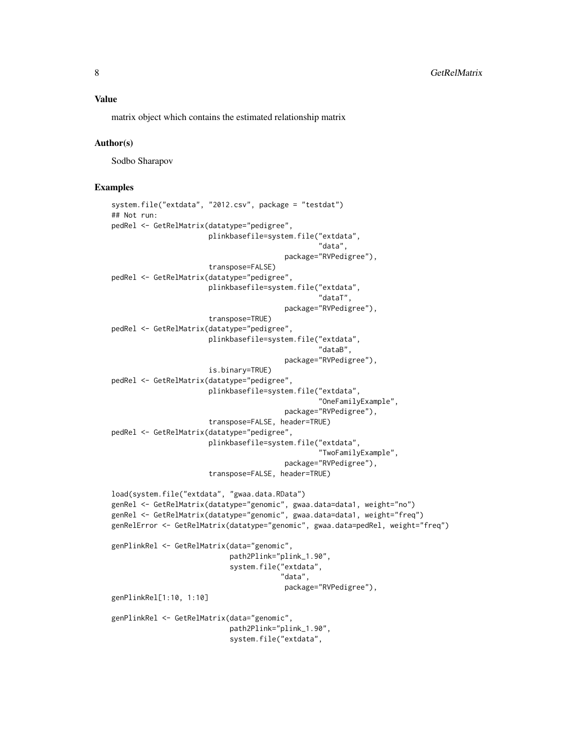### Value

matrix object which contains the estimated relationship matrix

### Author(s)

Sodbo Sharapov

### Examples

```
system.file("extdata", "2012.csv", package = "testdat")
## Not run:
pedRel <- GetRelMatrix(datatype="pedigree",
                       plinkbasefile=system.file("extdata",
                                                 "data",
                                            package="RVPedigree"),
                       transpose=FALSE)
pedRel <- GetRelMatrix(datatype="pedigree",
                       plinkbasefile=system.file("extdata",
                                                 "dataT",
                                            package="RVPedigree"),
                       transpose=TRUE)
pedRel <- GetRelMatrix(datatype="pedigree",
                       plinkbasefile=system.file("extdata",
                                                 "dataB",
                                            package="RVPedigree"),
                       is.binary=TRUE)
pedRel <- GetRelMatrix(datatype="pedigree",
                       plinkbasefile=system.file("extdata",
                                                 "OneFamilyExample",
                                            package="RVPedigree"),
                       transpose=FALSE, header=TRUE)
pedRel <- GetRelMatrix(datatype="pedigree",
                       plinkbasefile=system.file("extdata",
                                                 "TwoFamilyExample",
                                            package="RVPedigree"),
                       transpose=FALSE, header=TRUE)

load(system.file("extdata", "gwaa.data.RData")
genRel <- GetRelMatrix(datatype="genomic", gwaa.data=data1, weight="no")
genRel <- GetRelMatrix(datatype="genomic", gwaa.data=data1, weight="freq")
genRelError <- GetRelMatrix(datatype="genomic", gwaa.data=pedRel, weight="freq")

genPlinkRel <- GetRelMatrix(data="genomic",
                            path2Plink="plink_1.90",
                            system.file("extdata",
                                        "data",
                                         package="RVPedigree"),
genPlinkRel[1:10, 1:10]

genPlinkRel <- GetRelMatrix(data="genomic",
                            path2Plink="plink_1.90",
                            system.file("extdata",
```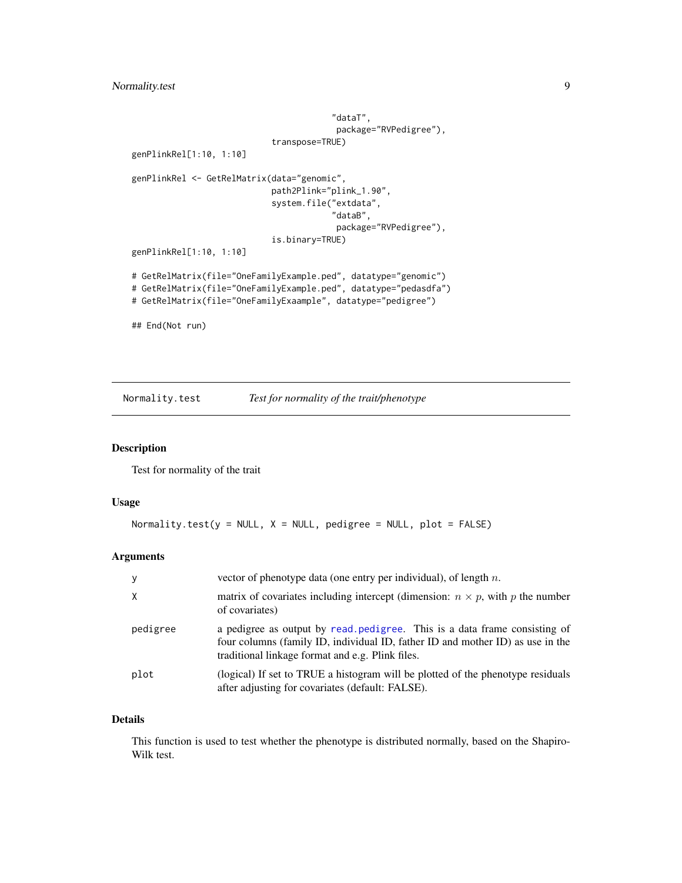```
                                        "dataT",
                                         package="RVPedigree"),
                            transpose=TRUE)
genPlinkRel[1:10, 1:10]

genPlinkRel <- GetRelMatrix(data="genomic",
                            path2Plink="plink_1.90",
                            system.file("extdata",
                                        "dataB",
                                         package="RVPedigree"),
                            is.binary=TRUE)
genPlinkRel[1:10, 1:10]

# GetRelMatrix(file="OneFamilyExample.ped", datatype="genomic")
# GetRelMatrix(file="OneFamilyExample.ped", datatype="pedasdfa")
# GetRelMatrix(file="OneFamilyExaample", datatype="pedigree")

## End(Not run)
```

## Normality.test — *Test for normality of the trait/phenotype*

### Description

Test for normality of the trait

### Usage

```
Normality.test(y = NULL, X = NULL, pedigree = NULL, plot = FALSE)
```

### Arguments

| Argument | Description |
|---|---|
| y | vector of phenotype data (one entry per individual), of length $n$. |
| X | matrix of covariates including intercept (dimension: $n \times p$, with $p$ the number of covariates) |
| pedigree | a pedigree as output by read.pedigree. This is a data frame consisting of four columns (family ID, individual ID, father ID and mother ID) as use in the traditional linkage format and e.g. Plink files. |
| plot | (logical) If set to TRUE a histogram will be plotted of the phenotype residuals after adjusting for covariates (default: FALSE). |

### Details

This function is used to test whether the phenotype is distributed normally, based on the Shapiro-Wilk test.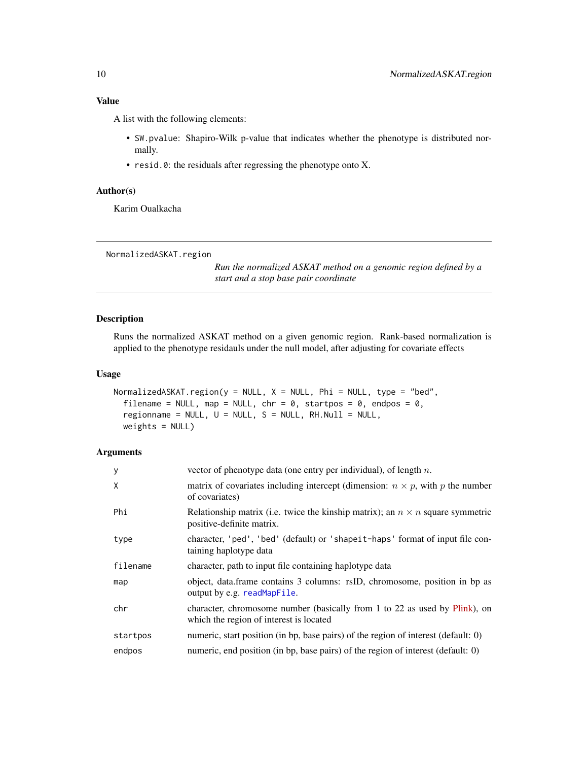### Value

A list with the following elements:

- `SW.pvalue`: Shapiro-Wilk p-value that indicates whether the phenotype is distributed normally.
- `resid.0`: the residuals after regressing the phenotype onto X.

### Author(s)

Karim Oualkacha

---

## NormalizedASKAT.region

*Run the normalized ASKAT method on a genomic region defined by a start and a stop base pair coordinate*

### Description

Runs the normalized ASKAT method on a given genomic region. Rank-based normalization is applied to the phenotype residauls under the null model, after adjusting for covariate effects

### Usage

```
NormalizedASKAT.region(y = NULL, X = NULL, Phi = NULL, type = "bed",
  filename = NULL, map = NULL, chr = 0, startpos = 0, endpos = 0,
  regionname = NULL, U = NULL, S = NULL, RH.Null = NULL,
  weights = NULL)
```

### Arguments

| | |
|---|---|
| `y` | vector of phenotype data (one entry per individual), of length $n$. |
| `X` | matrix of covariates including intercept (dimension: $n \times p$, with $p$ the number of covariates) |
| `Phi` | Relationship matrix (i.e. twice the kinship matrix); an $n \times n$ square symmetric positive-definite matrix. |
| `type` | character, `'ped'`, `'bed'` (default) or `'shapeit-haps'` format of input file containing haplotype data |
| `filename` | character, path to input file containing haplotype data |
| `map` | object, data.frame contains 3 columns: rsID, chromosome, position in bp as output by e.g. `readMapFile`. |
| `chr` | character, chromosome number (basically from 1 to 22 as used by Plink), on which the region of interest is located |
| `startpos` | numeric, start position (in bp, base pairs) of the region of interest (default: 0) |
| `endpos` | numeric, end position (in bp, base pairs) of the region of interest (default: 0) |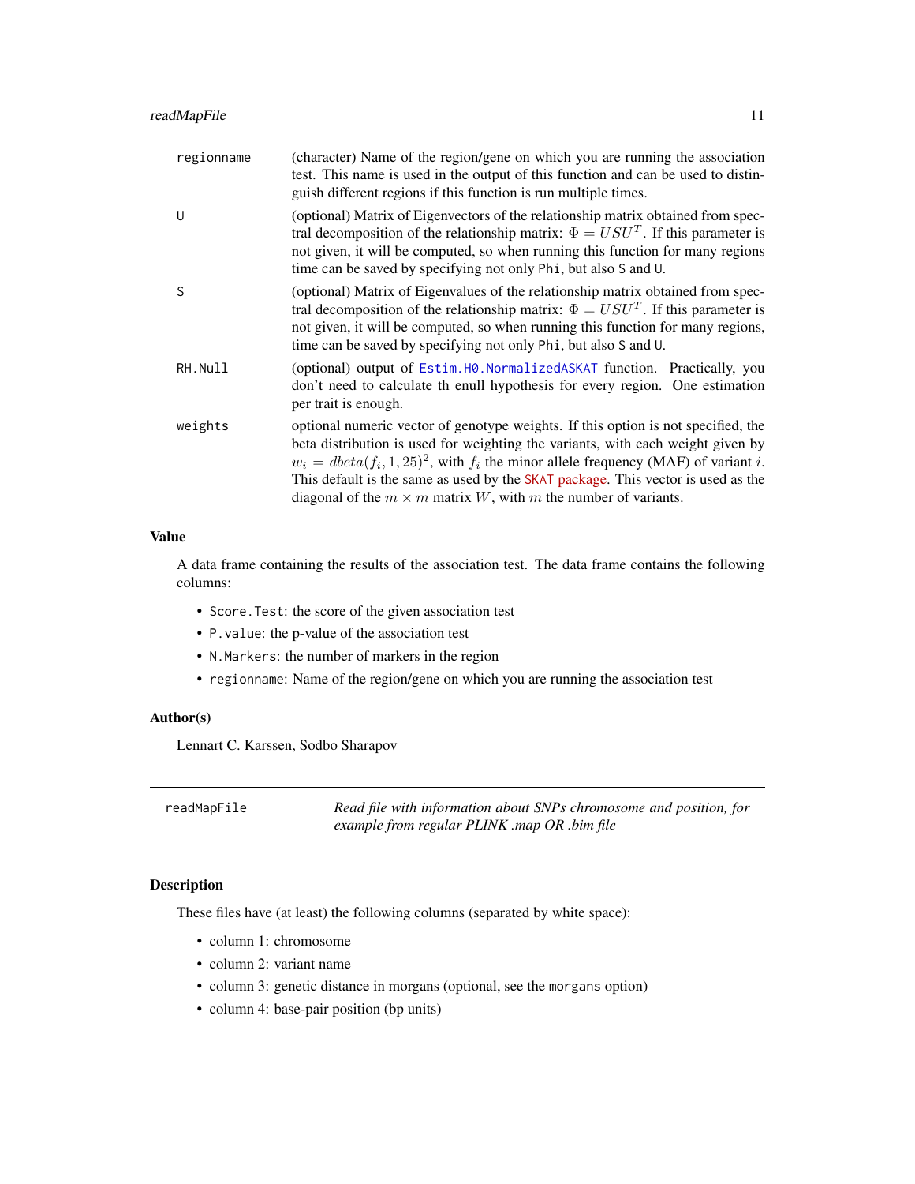| | |
|---|---|
| regionname | (character) Name of the region/gene on which you are running the association test. This name is used in the output of this function and can be used to distinguish different regions if this function is run multiple times. |
| U | (optional) Matrix of Eigenvectors of the relationship matrix obtained from spectral decomposition of the relationship matrix: $\Phi = USU^T$. If this parameter is not given, it will be computed, so when running this function for many regions time can be saved by specifying not only `Phi`, but also `S` and `U`. |
| S | (optional) Matrix of Eigenvalues of the relationship matrix obtained from spectral decomposition of the relationship matrix: $\Phi = USU^T$. If this parameter is not given, it will be computed, so when running this function for many regions, time can be saved by specifying not only `Phi`, but also `S` and `U`. |
| RH.Null | (optional) output of `Estim.H0.NormalizedASKAT` function. Practically, you don't need to calculate th enull hypothesis for every region. One estimation per trait is enough. |
| weights | optional numeric vector of genotype weights. If this option is not specified, the beta distribution is used for weighting the variants, with each weight given by $w_i = dbeta(f_i, 1, 25)^2$, with $f_i$ the minor allele frequency (MAF) of variant $i$. This default is the same as used by the SKAT package. This vector is used as the diagonal of the $m \times m$ matrix $W$, with $m$ the number of variants. |

### Value

A data frame containing the results of the association test. The data frame contains the following columns:

- `Score.Test`: the score of the given association test
- `P.value`: the p-value of the association test
- `N.Markers`: the number of markers in the region
- `regionname`: Name of the region/gene on which you are running the association test

### Author(s)

Lennart C. Karssen, Sodbo Sharapov

---

## readMapFile — *Read file with information about SNPs chromosome and position, for example from regular PLINK .map OR .bim file*

### Description

These files have (at least) the following columns (separated by white space):

- column 1: chromosome
- column 2: variant name
- column 3: genetic distance in morgans (optional, see the `morgans` option)
- column 4: base-pair position (bp units)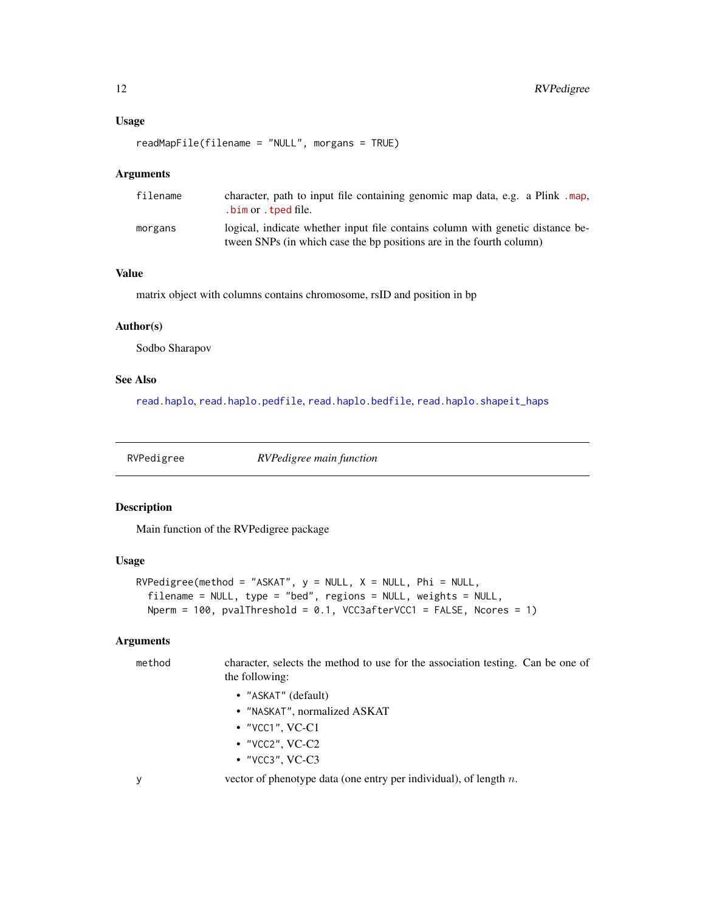### Usage

```
readMapFile(filename = "NULL", morgans = TRUE)
```

### Arguments

| | |
|---|---|
| filename | character, path to input file containing genomic map data, e.g. a Plink `.map`, `.bim` or `.tped` file. |
| morgans | logical, indicate whether input file contains column with genetic distance between SNPs (in which case the bp positions are in the fourth column) |

### Value

matrix object with columns contains chromosome, rsID and position in bp

### Author(s)

Sodbo Sharapov

### See Also

`read.haplo`, `read.haplo.pedfile`, `read.haplo.bedfile`, `read.haplo.shapeit_haps`

---

## RVPedigree — *RVPedigree main function*

---

### Description

Main function of the RVPedigree package

### Usage

```
RVPedigree(method = "ASKAT", y = NULL, X = NULL, Phi = NULL,
  filename = NULL, type = "bed", regions = NULL, weights = NULL,
  Nperm = 100, pvalThreshold = 0.1, VCC3afterVCC1 = FALSE, Ncores = 1)
```

### Arguments

method
: character, selects the method to use for the association testing. Can be one of the following:
  - `"ASKAT"` (default)
  - `"NASKAT"`, normalized ASKAT
  - `"VCC1"`, VC-C1
  - `"VCC2"`, VC-C2
  - `"VCC3"`, VC-C3

y
: vector of phenotype data (one entry per individual), of length $n$.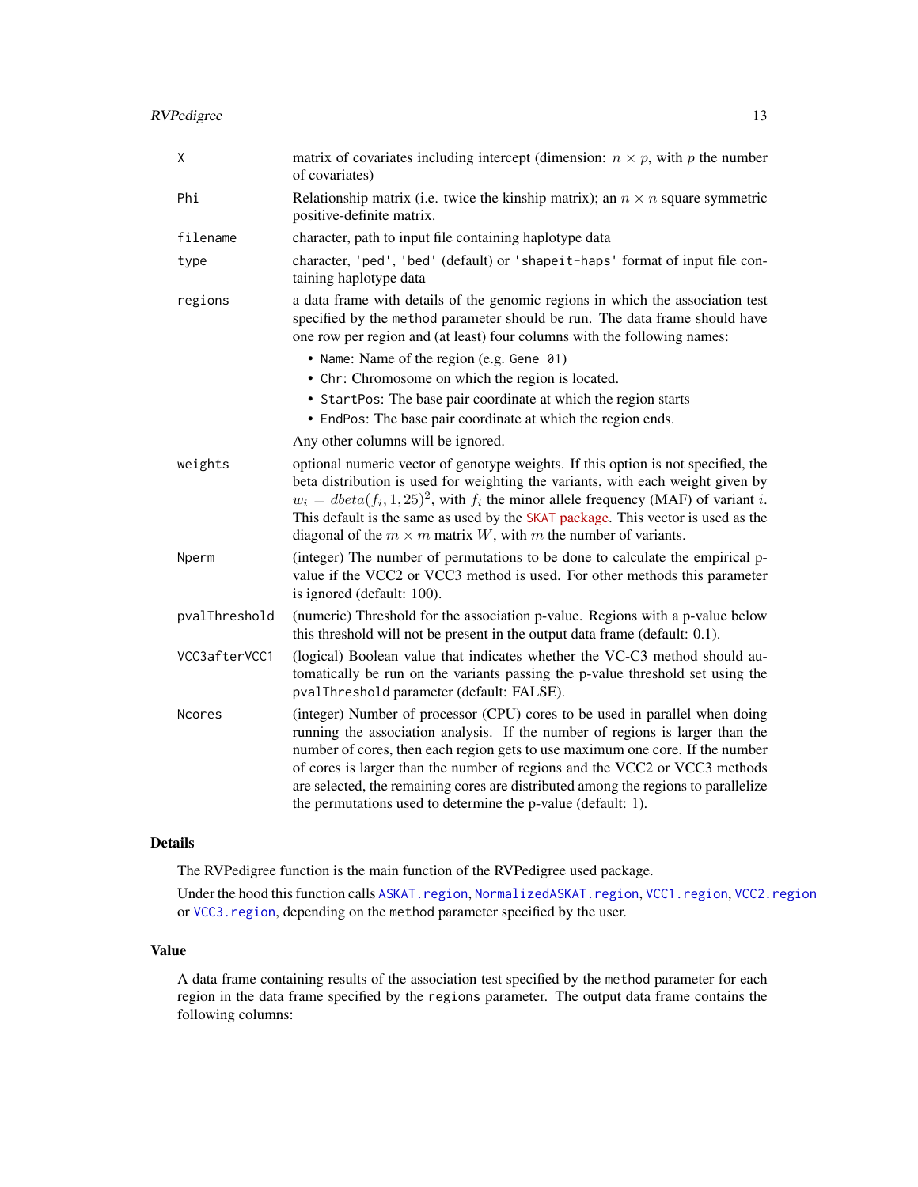`X`
: matrix of covariates including intercept (dimension: $n \times p$, with $p$ the number of covariates)

`Phi`
: Relationship matrix (i.e. twice the kinship matrix); an $n \times n$ square symmetric positive-definite matrix.

`filename`
: character, path to input file containing haplotype data

`type`
: character, `'ped'`, `'bed'` (default) or `'shapeit-haps'` format of input file containing haplotype data

`regions`
: a data frame with details of the genomic regions in which the association test specified by the `method` parameter should be run. The data frame should have one row per region and (at least) four columns with the following names:

  - `Name`: Name of the region (e.g. `Gene 01`)
  - `Chr`: Chromosome on which the region is located.
  - `StartPos`: The base pair coordinate at which the region starts
  - `EndPos`: The base pair coordinate at which the region ends.

  Any other columns will be ignored.

`weights`
: optional numeric vector of genotype weights. If this option is not specified, the beta distribution is used for weighting the variants, with each weight given by $w_i = dbeta(f_i, 1, 25)^2$, with $f_i$ the minor allele frequency (MAF) of variant $i$. This default is the same as used by the `SKAT` package. This vector is used as the diagonal of the $m \times m$ matrix $W$, with $m$ the number of variants.

`Nperm`
: (integer) The number of permutations to be done to calculate the empirical p-value if the VCC2 or VCC3 method is used. For other methods this parameter is ignored (default: 100).

`pvalThreshold`
: (numeric) Threshold for the association p-value. Regions with a p-value below this threshold will not be present in the output data frame (default: 0.1).

`VCC3afterVCC1`
: (logical) Boolean value that indicates whether the VC-C3 method should automatically be run on the variants passing the p-value threshold set using the `pvalThreshold` parameter (default: FALSE).

`Ncores`
: (integer) Number of processor (CPU) cores to be used in parallel when doing running the association analysis. If the number of regions is larger than the number of cores, then each region gets to use maximum one core. If the number of cores is larger than the number of regions and the VCC2 or VCC3 methods are selected, the remaining cores are distributed among the regions to parallelize the permutations used to determine the p-value (default: 1).

## Details

The RVPedigree function is the main function of the RVPedigree used package.

Under the hood this function calls `ASKAT.region`, `NormalizedASKAT.region`, `VCC1.region`, `VCC2.region` or `VCC3.region`, depending on the `method` parameter specified by the user.

## Value

A data frame containing results of the association test specified by the `method` parameter for each region in the data frame specified by the `regions` parameter. The output data frame contains the following columns: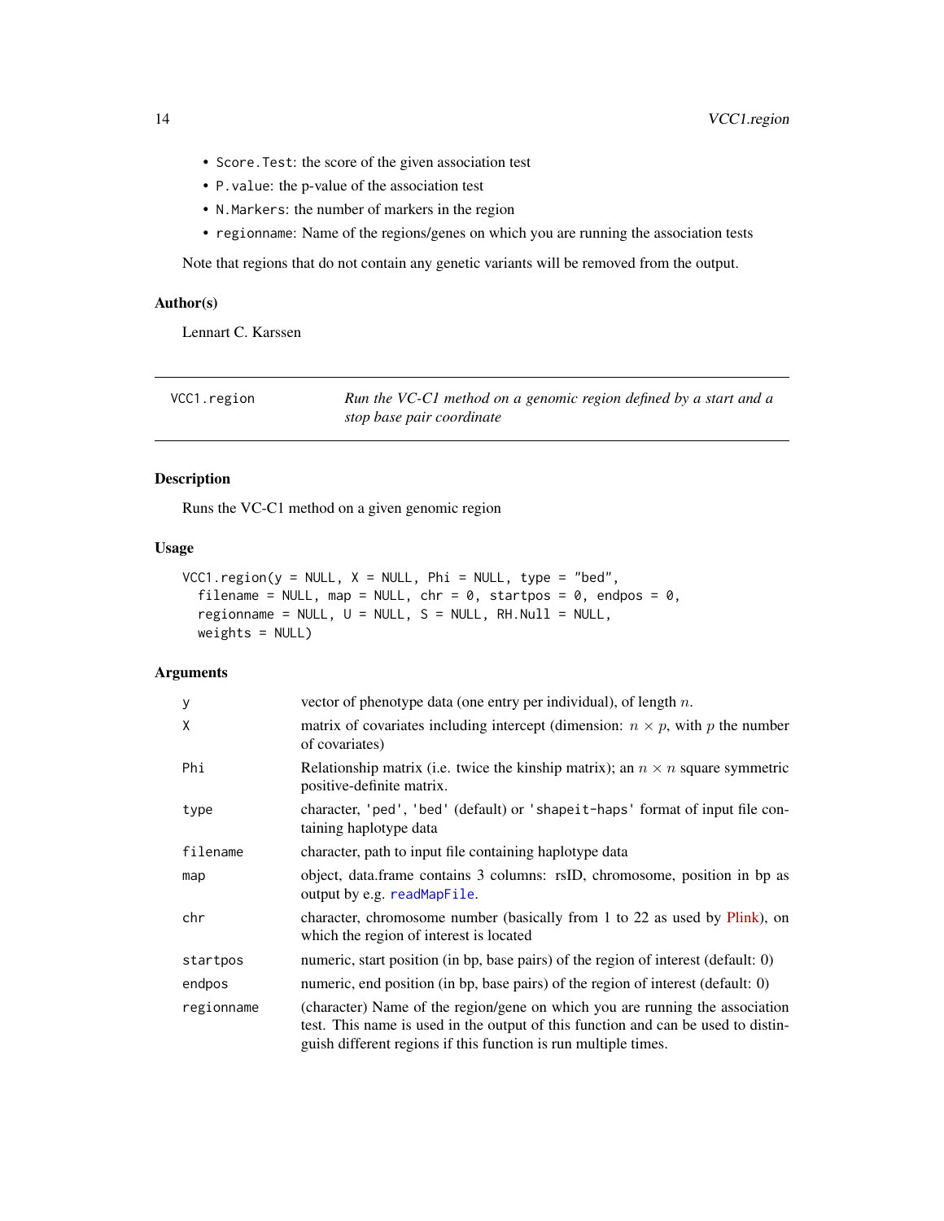- `Score.Test`: the score of the given association test
- `P.value`: the p-value of the association test
- `N.Markers`: the number of markers in the region
- `regionname`: Name of the regions/genes on which you are running the association tests

Note that regions that do not contain any genetic variants will be removed from the output.

### Author(s)

Lennart C. Karssen

---

## VCC1.region — *Run the VC-C1 method on a genomic region defined by a start and a stop base pair coordinate*

---

### Description

Runs the VC-C1 method on a given genomic region

### Usage

```
VCC1.region(y = NULL, X = NULL, Phi = NULL, type = "bed",
  filename = NULL, map = NULL, chr = 0, startpos = 0, endpos = 0,
  regionname = NULL, U = NULL, S = NULL, RH.Null = NULL,
  weights = NULL)
```

### Arguments

| | |
|---|---|
| `y` | vector of phenotype data (one entry per individual), of length $n$. |
| `X` | matrix of covariates including intercept (dimension: $n \times p$, with $p$ the number of covariates) |
| `Phi` | Relationship matrix (i.e. twice the kinship matrix); an $n \times n$ square symmetric positive-definite matrix. |
| `type` | character, `'ped'`, `'bed'` (default) or `'shapeit-haps'` format of input file containing haplotype data |
| `filename` | character, path to input file containing haplotype data |
| `map` | object, data.frame contains 3 columns: rsID, chromosome, position in bp as output by e.g. `readMapFile`. |
| `chr` | character, chromosome number (basically from 1 to 22 as used by Plink), on which the region of interest is located |
| `startpos` | numeric, start position (in bp, base pairs) of the region of interest (default: 0) |
| `endpos` | numeric, end position (in bp, base pairs) of the region of interest (default: 0) |
| `regionname` | (character) Name of the region/gene on which you are running the association test. This name is used in the output of this function and can be used to distinguish different regions if this function is run multiple times. |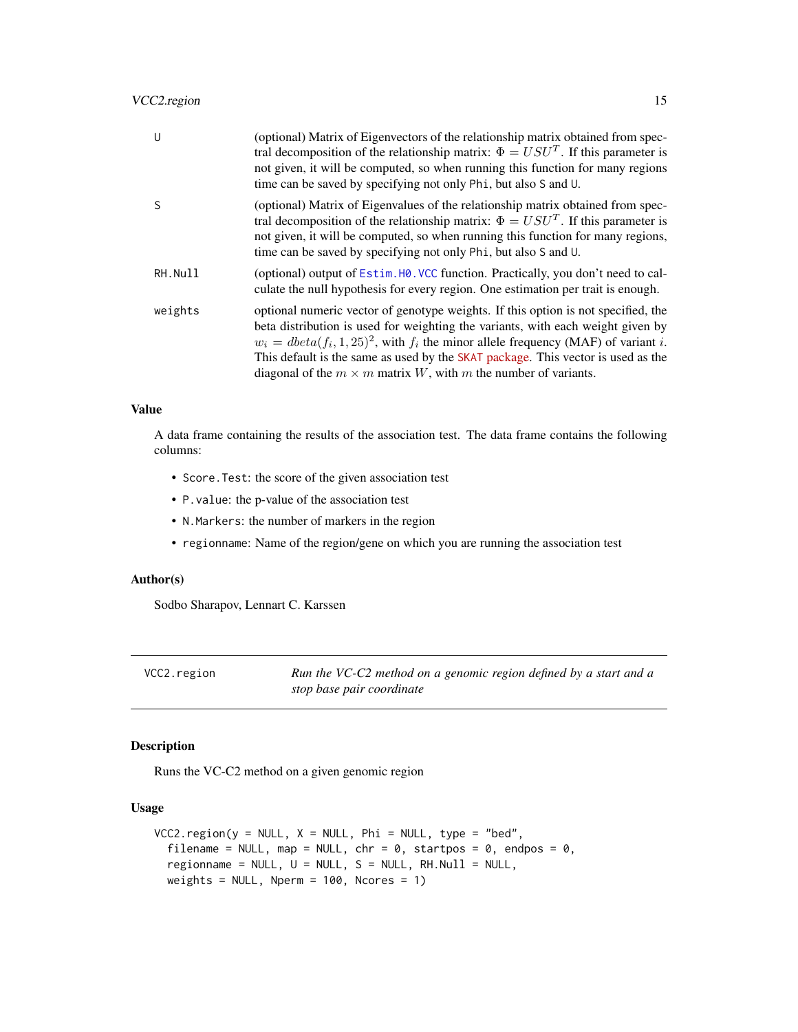| | |
|---|---|
| U | (optional) Matrix of Eigenvectors of the relationship matrix obtained from spectral decomposition of the relationship matrix: $\Phi = USU^T$. If this parameter is not given, it will be computed, so when running this function for many regions time can be saved by specifying not only Phi, but also S and U. |
| S | (optional) Matrix of Eigenvalues of the relationship matrix obtained from spectral decomposition of the relationship matrix: $\Phi = USU^T$. If this parameter is not given, it will be computed, so when running this function for many regions, time can be saved by specifying not only Phi, but also S and U. |
| RH.Null | (optional) output of Estim.H0.VCC function. Practically, you don't need to calculate the null hypothesis for every region. One estimation per trait is enough. |
| weights | optional numeric vector of genotype weights. If this option is not specified, the beta distribution is used for weighting the variants, with each weight given by $w_i = dbeta(f_i, 1, 25)^2$, with $f_i$ the minor allele frequency (MAF) of variant $i$. This default is the same as used by the SKAT package. This vector is used as the diagonal of the $m \times m$ matrix $W$, with $m$ the number of variants. |

### Value

A data frame containing the results of the association test. The data frame contains the following columns:

- Score.Test: the score of the given association test
- P.value: the p-value of the association test
- N.Markers: the number of markers in the region
- regionname: Name of the region/gene on which you are running the association test

### Author(s)

Sodbo Sharapov, Lennart C. Karssen

---

## VCC2.region — *Run the VC-C2 method on a genomic region defined by a start and a stop base pair coordinate*

---

### Description

Runs the VC-C2 method on a given genomic region

### Usage

```
VCC2.region(y = NULL, X = NULL, Phi = NULL, type = "bed",
  filename = NULL, map = NULL, chr = 0, startpos = 0, endpos = 0,
  regionname = NULL, U = NULL, S = NULL, RH.Null = NULL,
  weights = NULL, Nperm = 100, Ncores = 1)
```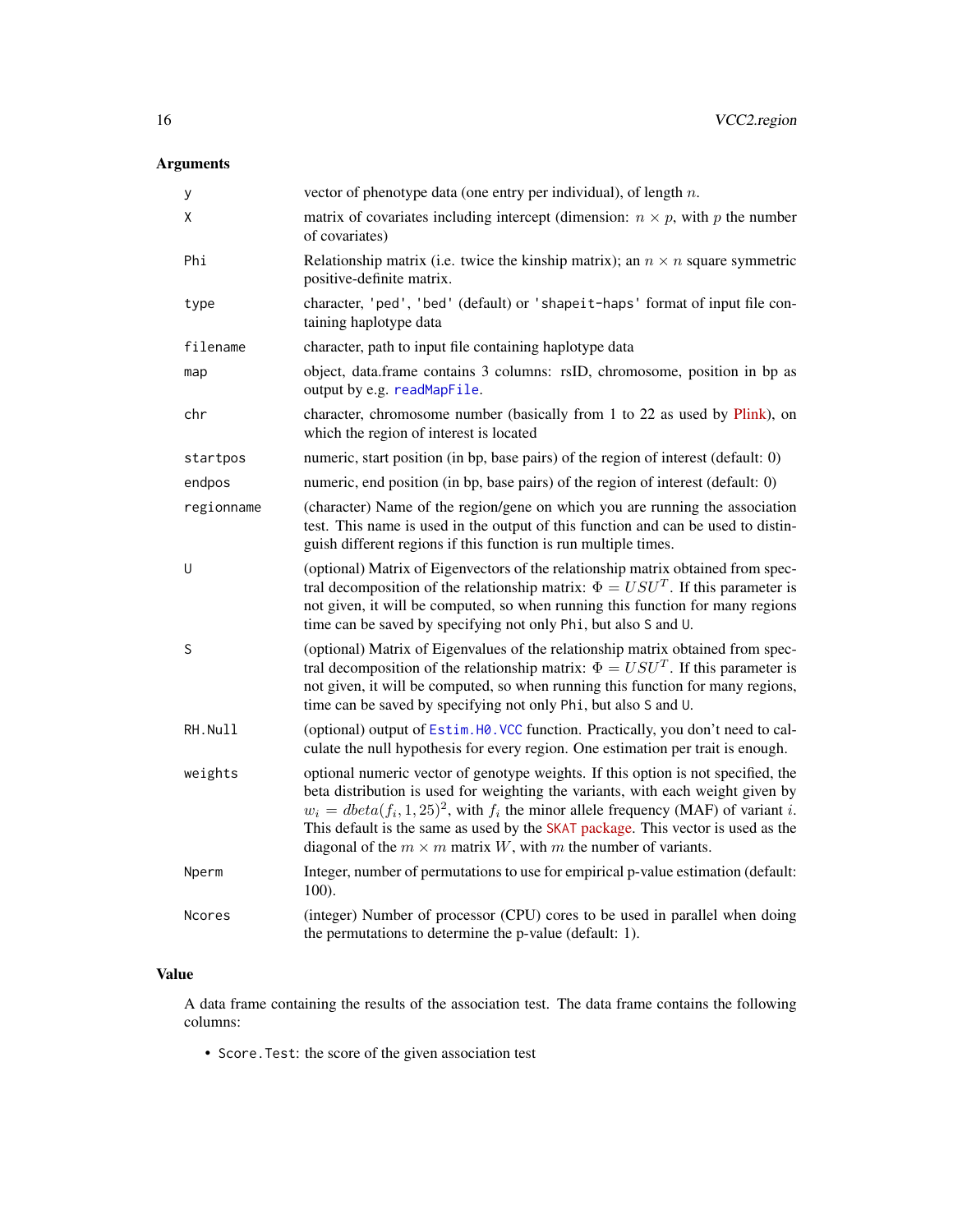## Arguments

| Argument | Description |
|---|---|
| y | vector of phenotype data (one entry per individual), of length $n$. |
| X | matrix of covariates including intercept (dimension: $n \times p$, with $p$ the number of covariates) |
| Phi | Relationship matrix (i.e. twice the kinship matrix); an $n \times n$ square symmetric positive-definite matrix. |
| type | character, 'ped', 'bed' (default) or 'shapeit-haps' format of input file containing haplotype data |
| filename | character, path to input file containing haplotype data |
| map | object, data.frame contains 3 columns: rsID, chromosome, position in bp as output by e.g. `readMapFile`. |
| chr | character, chromosome number (basically from 1 to 22 as used by Plink), on which the region of interest is located |
| startpos | numeric, start position (in bp, base pairs) of the region of interest (default: 0) |
| endpos | numeric, end position (in bp, base pairs) of the region of interest (default: 0) |
| regionname | (character) Name of the region/gene on which you are running the association test. This name is used in the output of this function and can be used to distinguish different regions if this function is run multiple times. |
| U | (optional) Matrix of Eigenvectors of the relationship matrix obtained from spectral decomposition of the relationship matrix: $\Phi = USU^T$. If this parameter is not given, it will be computed, so when running this function for many regions time can be saved by specifying not only `Phi`, but also `S` and `U`. |
| S | (optional) Matrix of Eigenvalues of the relationship matrix obtained from spectral decomposition of the relationship matrix: $\Phi = USU^T$. If this parameter is not given, it will be computed, so when running this function for many regions, time can be saved by specifying not only `Phi`, but also `S` and `U`. |
| RH.Null | (optional) output of `Estim.H0.VCC` function. Practically, you don't need to calculate the null hypothesis for every region. One estimation per trait is enough. |
| weights | optional numeric vector of genotype weights. If this option is not specified, the beta distribution is used for weighting the variants, with each weight given by $w_i = dbeta(f_i, 1, 25)^2$, with $f_i$ the minor allele frequency (MAF) of variant $i$. This default is the same as used by the SKAT package. This vector is used as the diagonal of the $m \times m$ matrix $W$, with $m$ the number of variants. |
| Nperm | Integer, number of permutations to use for empirical p-value estimation (default: 100). |
| Ncores | (integer) Number of processor (CPU) cores to be used in parallel when doing the permutations to determine the p-value (default: 1). |

## Value

A data frame containing the results of the association test. The data frame contains the following columns:

- `Score.Test`: the score of the given association test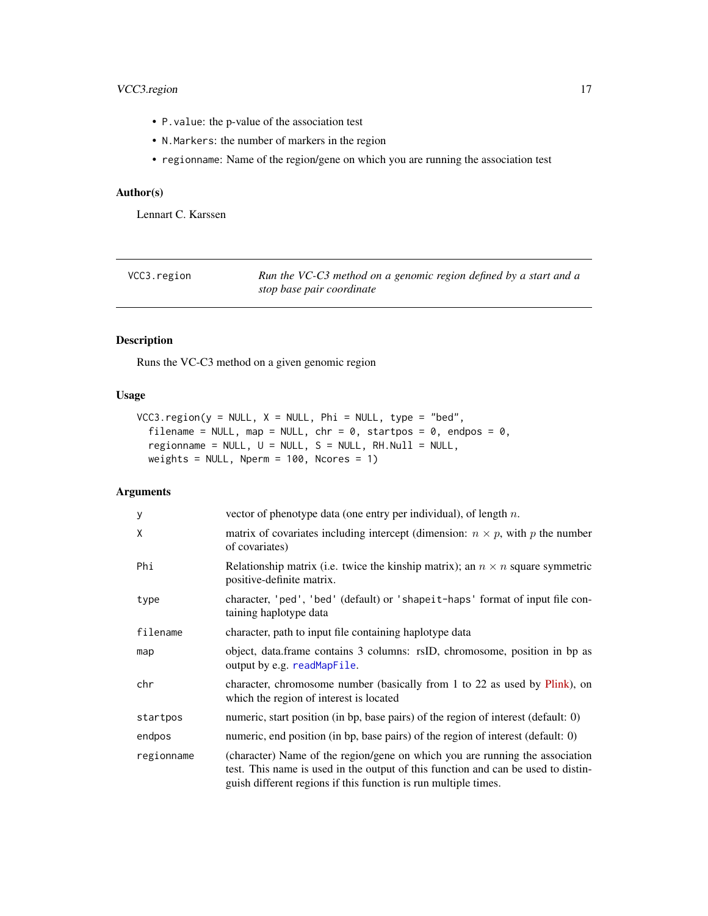- `P.value`: the p-value of the association test
- `N.Markers`: the number of markers in the region
- `regionname`: Name of the region/gene on which you are running the association test

### Author(s)

Lennart C. Karssen

---

## VCC3.region — *Run the VC-C3 method on a genomic region defined by a start and a stop base pair coordinate*

---

### Description

Runs the VC-C3 method on a given genomic region

### Usage

```
VCC3.region(y = NULL, X = NULL, Phi = NULL, type = "bed",
  filename = NULL, map = NULL, chr = 0, startpos = 0, endpos = 0,
  regionname = NULL, U = NULL, S = NULL, RH.Null = NULL,
  weights = NULL, Nperm = 100, Ncores = 1)
```

### Arguments

| | |
|---|---|
| `y` | vector of phenotype data (one entry per individual), of length $n$. |
| `X` | matrix of covariates including intercept (dimension: $n \times p$, with $p$ the number of covariates) |
| `Phi` | Relationship matrix (i.e. twice the kinship matrix); an $n \times n$ square symmetric positive-definite matrix. |
| `type` | character, `'ped'`, `'bed'` (default) or `'shapeit-haps'` format of input file containing haplotype data |
| `filename` | character, path to input file containing haplotype data |
| `map` | object, data.frame contains 3 columns: rsID, chromosome, position in bp as output by e.g. `readMapFile`. |
| `chr` | character, chromosome number (basically from 1 to 22 as used by Plink), on which the region of interest is located |
| `startpos` | numeric, start position (in bp, base pairs) of the region of interest (default: 0) |
| `endpos` | numeric, end position (in bp, base pairs) of the region of interest (default: 0) |
| `regionname` | (character) Name of the region/gene on which you are running the association test. This name is used in the output of this function and can be used to distinguish different regions if this function is run multiple times. |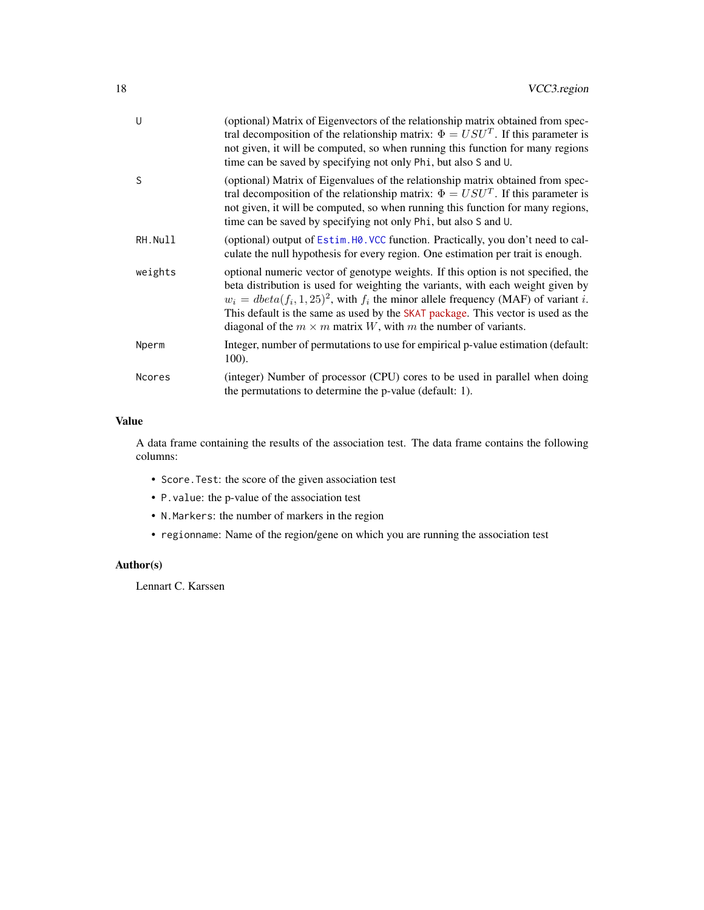| | |
|---|---|
| U | (optional) Matrix of Eigenvectors of the relationship matrix obtained from spectral decomposition of the relationship matrix: $\Phi = USU^T$. If this parameter is not given, it will be computed, so when running this function for many regions time can be saved by specifying not only Phi, but also S and U. |
| S | (optional) Matrix of Eigenvalues of the relationship matrix obtained from spectral decomposition of the relationship matrix: $\Phi = USU^T$. If this parameter is not given, it will be computed, so when running this function for many regions, time can be saved by specifying not only Phi, but also S and U. |
| RH.Null | (optional) output of Estim.H0.VCC function. Practically, you don't need to calculate the null hypothesis for every region. One estimation per trait is enough. |
| weights | optional numeric vector of genotype weights. If this option is not specified, the beta distribution is used for weighting the variants, with each weight given by $w_i = dbeta(f_i, 1, 25)^2$, with $f_i$ the minor allele frequency (MAF) of variant $i$. This default is the same as used by the SKAT package. This vector is used as the diagonal of the $m \times m$ matrix $W$, with $m$ the number of variants. |
| Nperm | Integer, number of permutations to use for empirical p-value estimation (default: 100). |
| Ncores | (integer) Number of processor (CPU) cores to be used in parallel when doing the permutations to determine the p-value (default: 1). |

## Value

A data frame containing the results of the association test. The data frame contains the following columns:

- Score.Test: the score of the given association test
- P.value: the p-value of the association test
- N.Markers: the number of markers in the region
- regionname: Name of the region/gene on which you are running the association test

## Author(s)

Lennart C. Karssen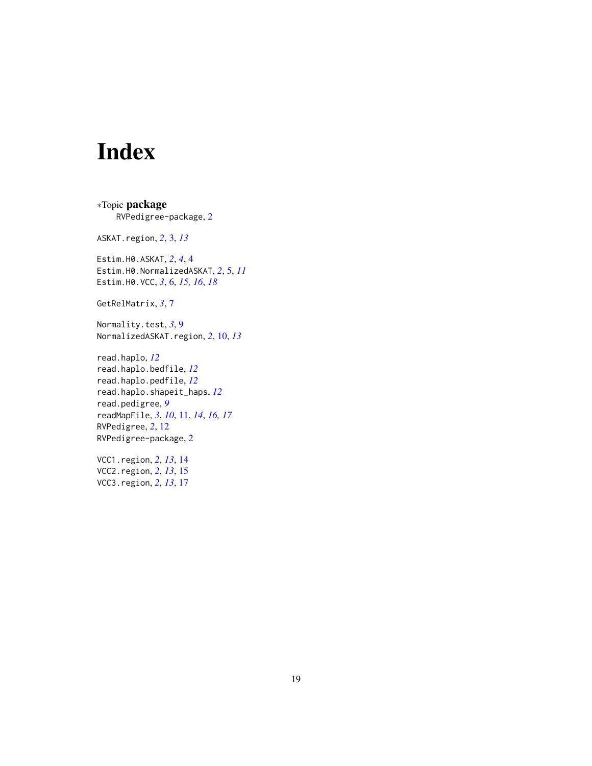# Index

*Topic **package**
  RVPedigree-package, 2

ASKAT.region, *2*, 3, *13*

Estim.H0.ASKAT, *2*, *4*, 4
Estim.H0.NormalizedASKAT, *2*, 5, *11*
Estim.H0.VCC, *3*, 6, *15, 16*, *18*

GetRelMatrix, *3*, 7

Normality.test, *3*, 9
NormalizedASKAT.region, *2*, 10, *13*

read.haplo, *12*
read.haplo.bedfile, *12*
read.haplo.pedfile, *12*
read.haplo.shapeit_haps, *12*
read.pedigree, *9*
readMapFile, *3*, *10*, 11, *14*, *16, 17*
RVPedigree, *2*, 12
RVPedigree-package, 2

VCC1.region, *2*, *13*, 14
VCC2.region, *2*, *13*, 15
VCC3.region, *2*, *13*, 17